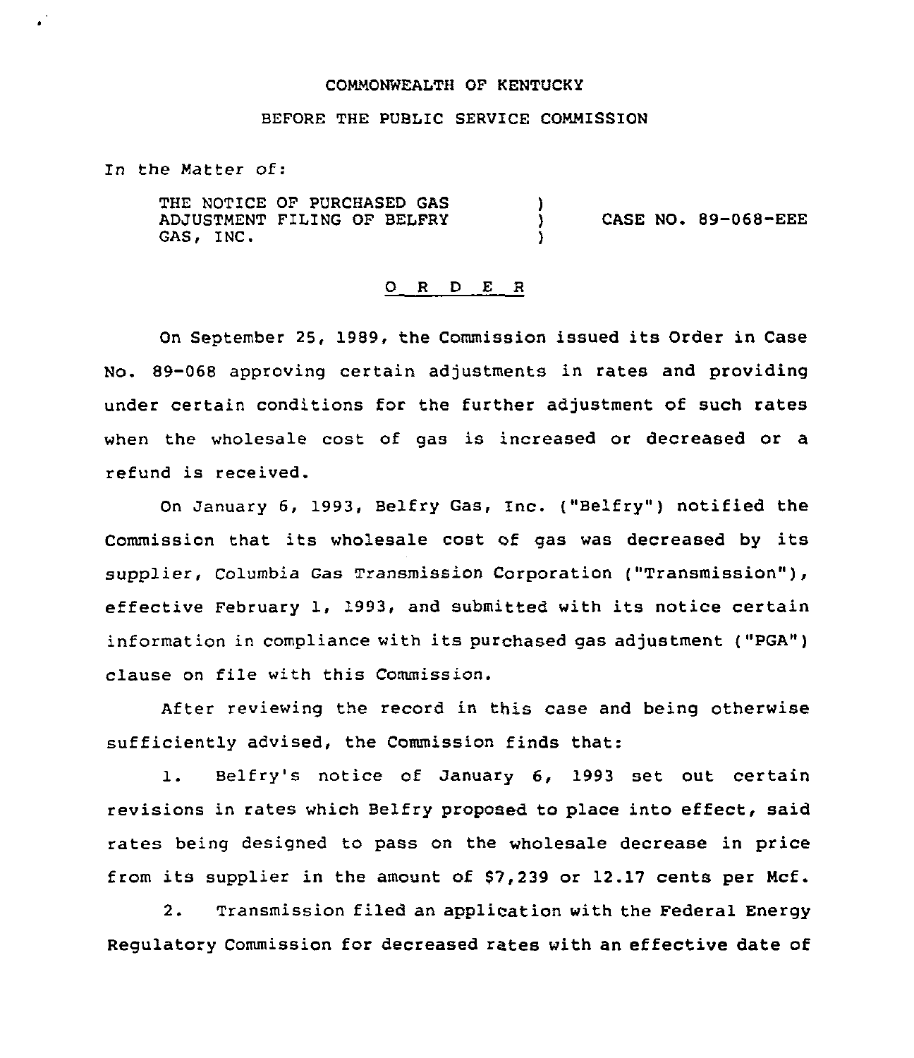COMMONWEALTH OF KENTUCKY

BEFORE THE PUBLIC SERVICE COMMISSION

In the Matter of:

THE NOTICE OF PURCHASED GAS ADJUSTMENT FILING OF BELFRY GAS, INC. ) CASE NO. 89-068-EEE

## O R D E R

On September 25, 1989, the Commission issued its Order in Case No. 89-068 approving certain adjustments in rates and providing under certain conditions for the further adjustment of such rates when the wholesale cost of gas is increased or decreased or a refund is received.

On January 6, 1993, Belfry Gas, Inc. ("Belfry") notified the Commission that its wholesale cost of gas was decreased by its supplier, Columbia Gas Transmission Corporation ("Transmission"), effective February 1, 1993, and submitted with its notice certain information in compliance with its purchased gas adjustment ("PGA") clause on file with this Commission.

After reviewing the record in this case and being otherwise sufficiently advised, the Commission finds that:

1. Belfry's notice of January 6, 1993 set out certain revisions in rates which Belfry proposed to place into effect, said rates being designed to pass on the wholesale decrease in price from its supplier in the amount of $7,239 or 12.17 cents per Mcf.

2. Transmission filed an application with the Federal Energy Regulatory Commission for decreased rates with an effective date of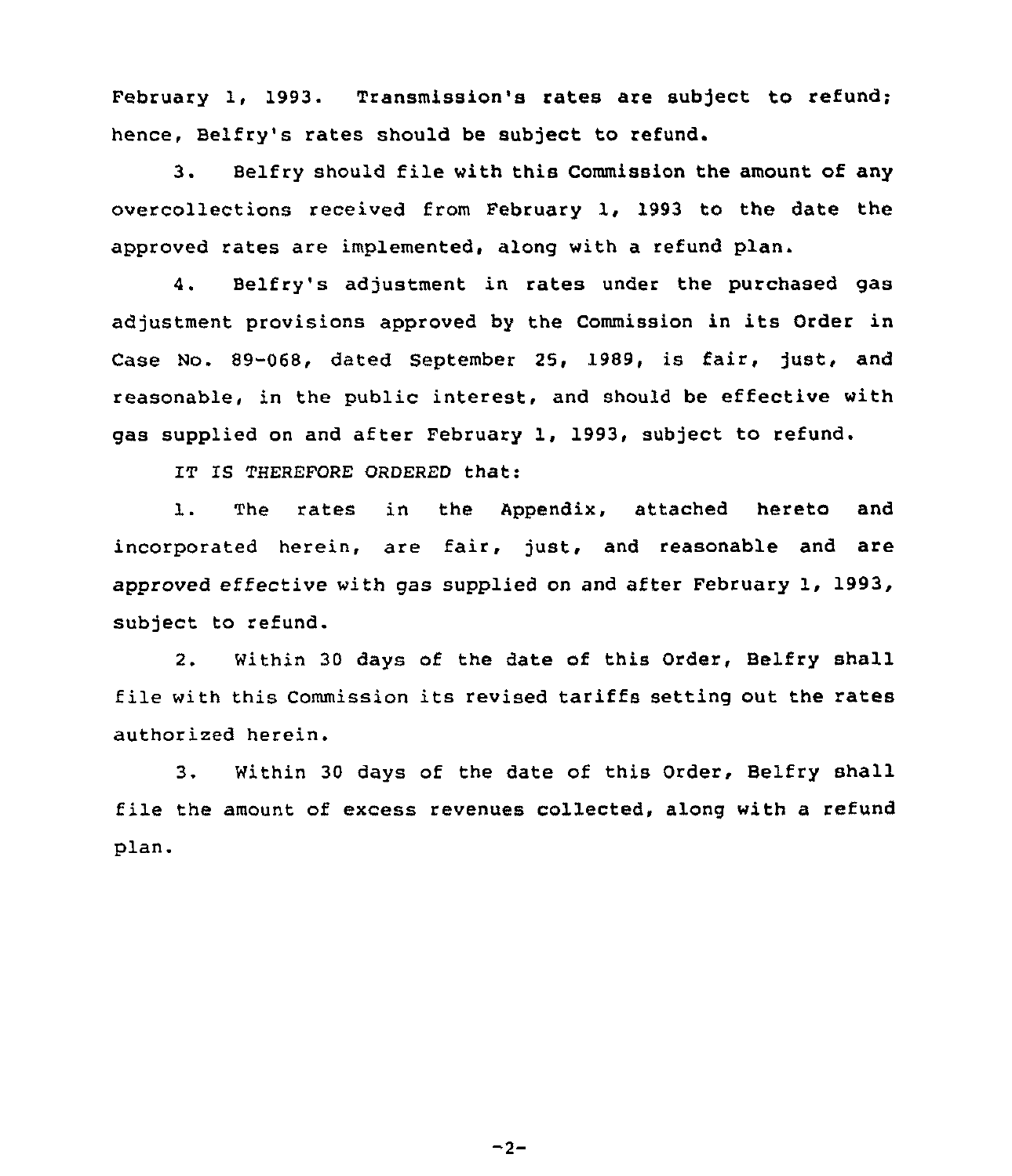February 1, 1993. Transmission's rates are subject to refund; hence, Belfry's rates should be subject to refund.

3. Belfry should file with this Commission the amount of any overcollections received from February 1, 1993 to the date the approved rates are implemented, along with a refund plan.

4. Belfry's adjustment in rates under the purchased gas adjustment provisions approved by the Commission in its Order in Case No. 89-068, dated September 25, 1989, is fair, just, and reasonable, in the public interest, and should be effective with gas supplied on and after February 1, 1993, subject to refund.

IT IS THEREFORE ORDERED that:

1. The rates in the Appendix, attached hereto and incorporated herein, are fair, just, and reasonable and are approved effective with gas supplied on and after February 1, 1993, subject to refund.

2. Within 30 days of the date of this Order, Belfry shall file with this Commission its revised tariffs setting out the rates authorized herein.

3. Within 30 days of the date of this Order, Belfry shall file the amount of excess revenues collected, along with a refund plan.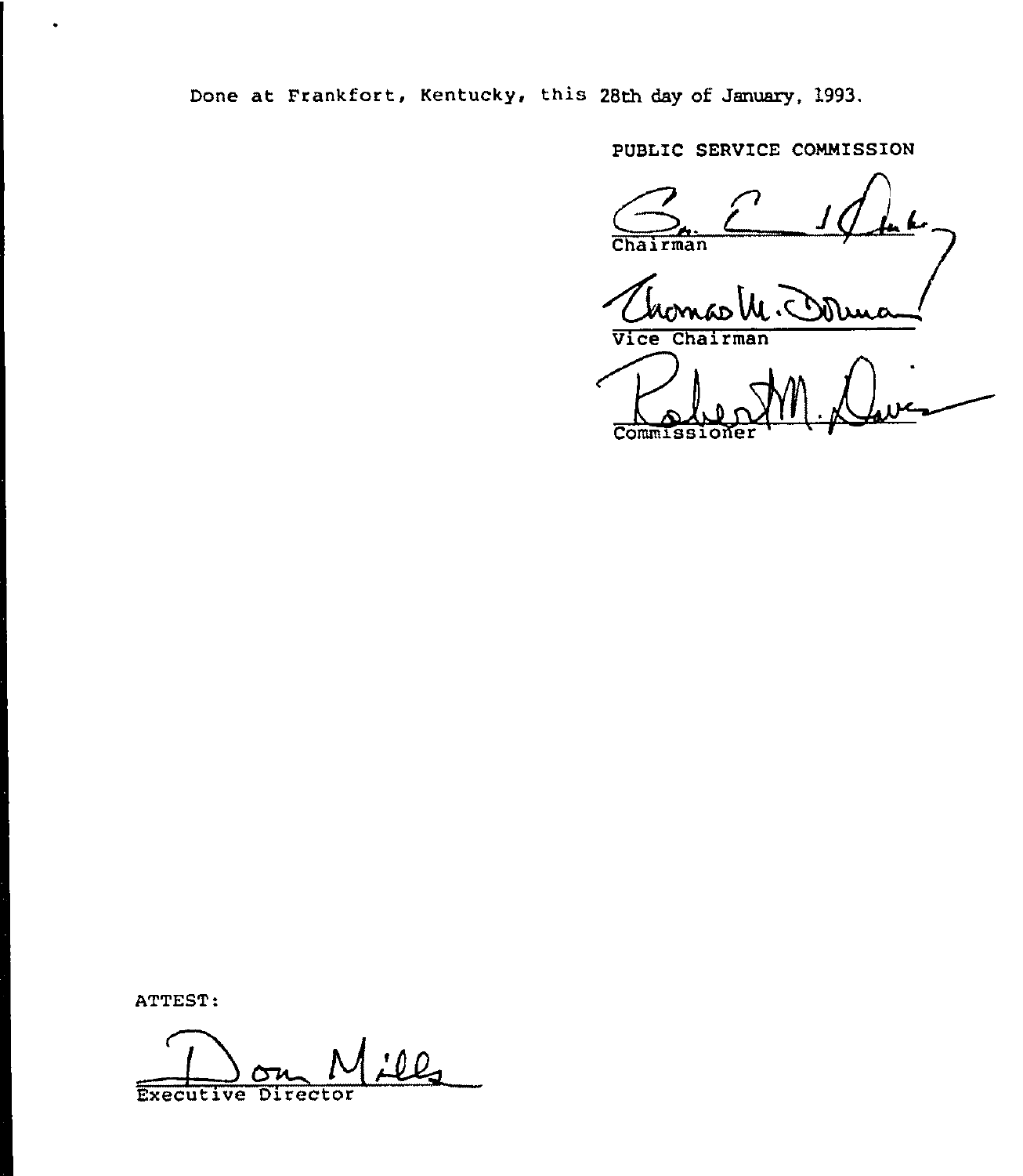Done at Frankfort, Kentucky, this 28th day of January, 1993.

PUBLIC SERVICE COMMISSION

Chairman

Vice Chairman

Commissioner

ATTEST:

Executive Director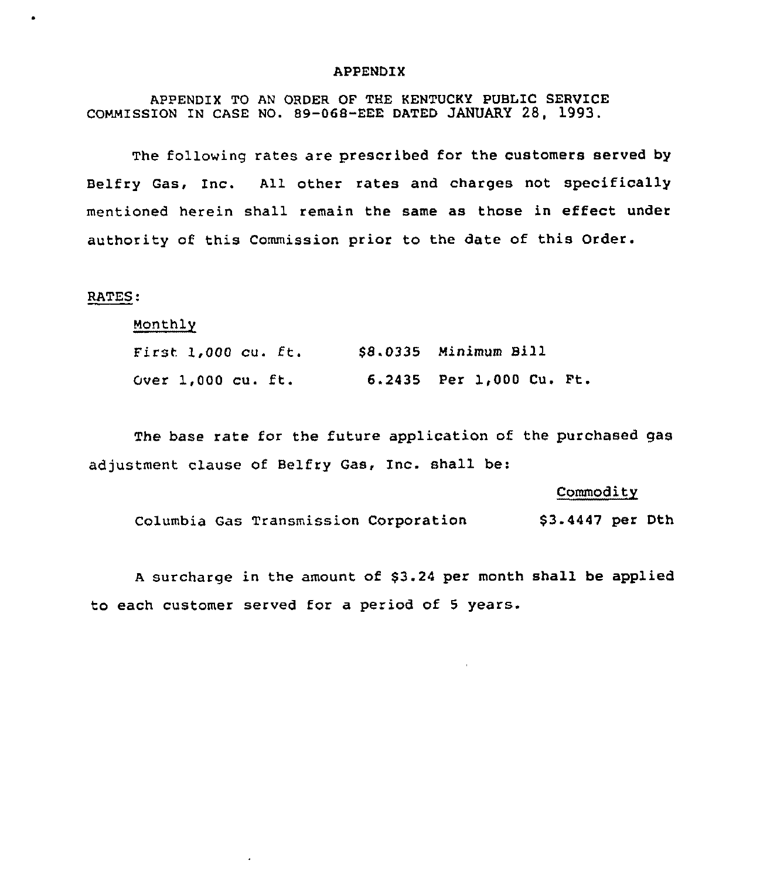# APPENDIX

APPENDIX TO AN ORDER OF THE KENTUCKY PUBLIC SERVICE COMMISSION IN CASE NO. 89-068-EEE DATED JANUARY 28, 1993.

The following rates are prescribed for the customers served by Belfry Gas, Inc. All other rates and charges not specifically mentioned herein shall remain the same as those in effect under authority of this Commission prior to the date of this Order.

RATES:

Monthly

| | | |
|---|---|---|
| First 1,000 cu. ft. | $8.0335 | Minimum Bill |
| Over 1,000 cu. ft. | 6.2435 | Per 1,000 Cu. Ft. |

The base rate for the future application of the purchased gas adjustment clause of Belfry Gas, Inc. shall be:

| | Commodity |
|---|---|
| Columbia Gas Transmission Corporation | $3.4447 per Dth |

A surcharge in the amount of $3.24 per month shall be applied to each customer served for a period of 5 years.